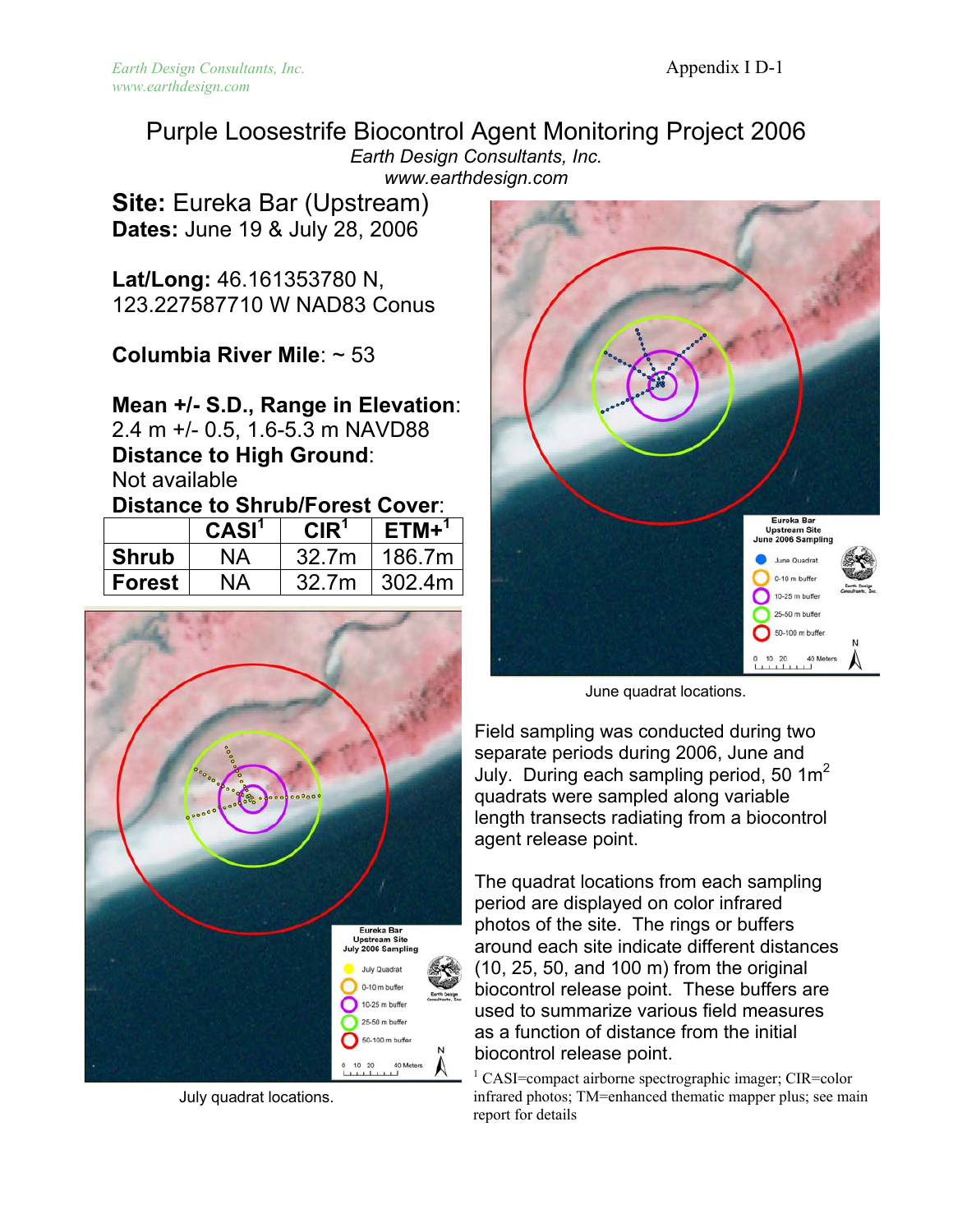# Purple Loosestrife Biocontrol Agent Monitoring Project 2006

*Earth Design Consultants, Inc.*
*www.earthdesign.com*

**Site:** Eureka Bar (Upstream)
**Dates:** June 19 & July 28, 2006

**Lat/Long:** 46.161353780 N, 123.227587710 W NAD83 Conus

**Columbia River Mile**: ~ 53

**Mean +/- S.D., Range in Elevation**: 2.4 m +/- 0.5, 1.6-5.3 m NAVD88
**Distance to High Ground**: Not available
**Distance to Shrub/Forest Cover**:

| | CASI[1] | CIR[1] | ETM+[1] |
|---|---|---|---|
| **Shrub** | NA | 32.7m | 186.7m |
| **Forest** | NA | 32.7m | 302.4m |

July quadrat locations.

June quadrat locations.

Field sampling was conducted during two separate periods during 2006, June and July. During each sampling period, 50 1m$^2$ quadrats were sampled along variable length transects radiating from a biocontrol agent release point.

The quadrat locations from each sampling period are displayed on color infrared photos of the site. The rings or buffers around each site indicate different distances (10, 25, 50, and 100 m) from the original biocontrol release point. These buffers are used to summarize various field measures as a function of distance from the initial biocontrol release point.

[1] CASI=compact airborne spectrographic imager; CIR=color infrared photos; TM=enhanced thematic mapper plus; see main report for details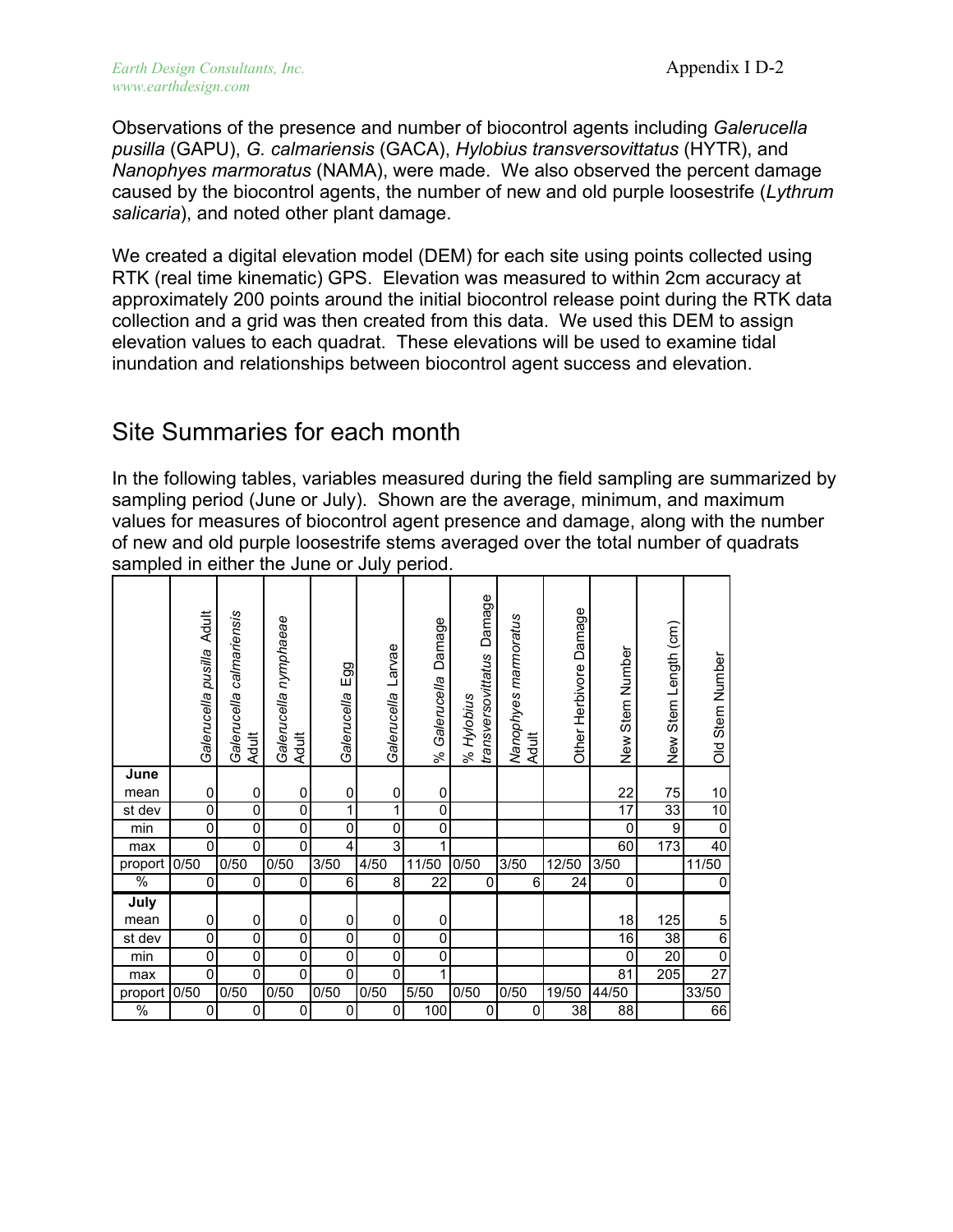Observations of the presence and number of biocontrol agents including *Galerucella pusilla* (GAPU), *G. calmariensis* (GACA), *Hylobius transversovittatus* (HYTR), and *Nanophyes marmoratus* (NAMA), were made. We also observed the percent damage caused by the biocontrol agents, the number of new and old purple loosestrife (*Lythrum salicaria*), and noted other plant damage.

We created a digital elevation model (DEM) for each site using points collected using RTK (real time kinematic) GPS. Elevation was measured to within 2cm accuracy at approximately 200 points around the initial biocontrol release point during the RTK data collection and a grid was then created from this data. We used this DEM to assign elevation values to each quadrat. These elevations will be used to examine tidal inundation and relationships between biocontrol agent success and elevation.

## Site Summaries for each month

In the following tables, variables measured during the field sampling are summarized by sampling period (June or July). Shown are the average, minimum, and maximum values for measures of biocontrol agent presence and damage, along with the number of new and old purple loosestrife stems averaged over the total number of quadrats sampled in either the June or July period.

| | *Galerucella pusilla* Adult | *Galerucella calmariensis* Adult | *Galerucella nymphaeae* Adult | *Galerucella* Egg | *Galerucella* Larvae | % *Galerucella* Damage | % *Hylobius transversovittatus* Damage | *Nanophyes marmoratus* Adult | Other Herbivore Damage | New Stem Number | New Stem Length (cm) | Old Stem Number |
|---|---|---|---|---|---|---|---|---|---|---|---|---|
| **June** | | | | | | | | | | | | |
| mean | 0 | 0 | 0 | 0 | 0 | 0 | | | | 22 | 75 | 10 |
| st dev | 0 | 0 | 0 | 1 | 1 | 0 | | | | 17 | 33 | 10 |
| min | 0 | 0 | 0 | 0 | 0 | 0 | | | | 0 | 9 | 0 |
| max | 0 | 0 | 0 | 4 | 3 | 1 | | | | 60 | 173 | 40 |
| proport | 0/50 | 0/50 | 0/50 | 3/50 | 4/50 | 11/50 | 0/50 | 3/50 | 12/50 | 3/50 | | 11/50 |
| % | 0 | 0 | 0 | 6 | 8 | 22 | 0 | 6 | 24 | 0 | | 0 |
| **July** | | | | | | | | | | | | |
| mean | 0 | 0 | 0 | 0 | 0 | 0 | | | | 18 | 125 | 5 |
| st dev | 0 | 0 | 0 | 0 | 0 | 0 | | | | 16 | 38 | 6 |
| min | 0 | 0 | 0 | 0 | 0 | 0 | | | | 0 | 20 | 0 |
| max | 0 | 0 | 0 | 0 | 0 | 1 | | | | 81 | 205 | 27 |
| proport | 0/50 | 0/50 | 0/50 | 0/50 | 0/50 | 5/50 | 0/50 | 0/50 | 19/50 | 44/50 | | 33/50 |
| % | 0 | 0 | 0 | 0 | 0 | 100 | 0 | 0 | 38 | 88 | | 66 |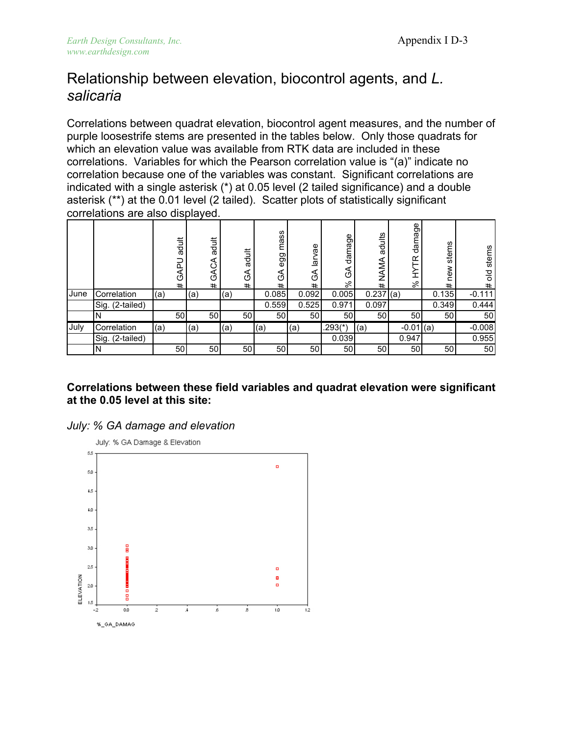# Relationship between elevation, biocontrol agents, and *L. salicaria*

Correlations between quadrat elevation, biocontrol agent measures, and the number of purple loosestrife stems are presented in the tables below. Only those quadrats for which an elevation value was available from RTK data are included in these correlations. Variables for which the Pearson correlation value is "(a)" indicate no correlation because one of the variables was constant. Significant correlations are indicated with a single asterisk (*) at 0.05 level (2 tailed significance) and a double asterisk (**) at the 0.01 level (2 tailed). Scatter plots of statistically significant correlations are also displayed.

| | | # GAPU adult | # GACA adult | # GA adult | # GA egg mass | # GA larvae | % GA damage | # NAMA adults | % HYTR damage | # new stems | # old stems |
|---|---|---|---|---|---|---|---|---|---|---|---|
| June | Correlation | (a) | (a) | (a) | 0.085 | 0.092 | 0.005 | 0.237 | (a) | 0.135 | -0.111 |
| | Sig. (2-tailed) | | | | 0.559 | 0.525 | 0.971 | 0.097 | | 0.349 | 0.444 |
| | N | 50 | 50 | 50 | 50 | 50 | 50 | 50 | 50 | 50 | 50 |
| July | Correlation | (a) | (a) | (a) | (a) | (a) | .293(*) | (a) | -0.01 | (a) | -0.008 |
| | Sig. (2-tailed) | | | | | | 0.039 | | 0.947 | | 0.955 |
| | N | 50 | 50 | 50 | 50 | 50 | 50 | 50 | 50 | 50 | 50 |

**Correlations between these field variables and quadrat elevation were significant at the 0.05 level at this site:**

*July: % GA damage and elevation*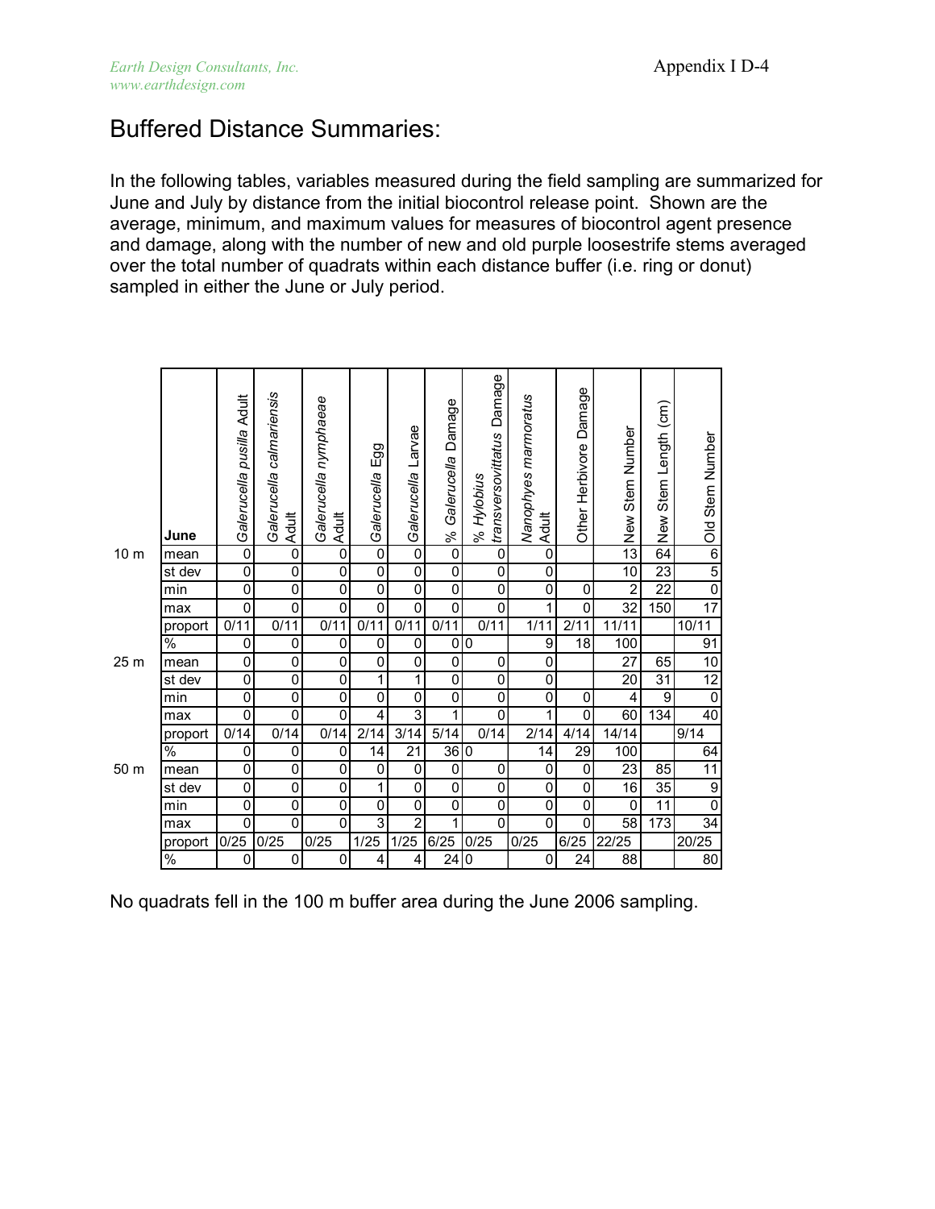# Buffered Distance Summaries:

In the following tables, variables measured during the field sampling are summarized for June and July by distance from the initial biocontrol release point. Shown are the average, minimum, and maximum values for measures of biocontrol agent presence and damage, along with the number of new and old purple loosestrife stems averaged over the total number of quadrats within each distance buffer (i.e. ring or donut) sampled in either the June or July period.

| | June | *Galerucella pusilla* Adult | *Galerucella calmariensis* Adult | *Galerucella nymphaeae* Adult | *Galerucella* Egg | *Galerucella* Larvae | % *Galerucella* Damage | % *Hylobius transversovittatus* Damage | *Nanophyes marmoratus* Adult | Other Herbivore Damage | New Stem Number | New Stem Length (cm) | Old Stem Number |
|---|---|---|---|---|---|---|---|---|---|---|---|---|---|
| 10 m | mean | 0 | 0 | 0 | 0 | 0 | 0 | 0 | 0 | | 13 | 64 | 6 |
| | st dev | 0 | 0 | 0 | 0 | 0 | 0 | 0 | 0 | | 10 | 23 | 5 |
| | min | 0 | 0 | 0 | 0 | 0 | 0 | 0 | 0 | 0 | 2 | 22 | 0 |
| | max | 0 | 0 | 0 | 0 | 0 | 0 | 0 | 1 | 0 | 32 | 150 | 17 |
| | proport | 0/11 | 0/11 | 0/11 | 0/11 | 0/11 | 0/11 | 0/11 | 1/11 | 2/11 | 11/11 | | 10/11 |
| | % | 0 | 0 | 0 | 0 | 0 | 0 | 0 | 9 | 18 | 100 | | 91 |
| 25 m | mean | 0 | 0 | 0 | 0 | 0 | 0 | 0 | 0 | | 27 | 65 | 10 |
| | st dev | 0 | 0 | 0 | 1 | 1 | 0 | 0 | 0 | | 20 | 31 | 12 |
| | min | 0 | 0 | 0 | 0 | 0 | 0 | 0 | 0 | 0 | 4 | 9 | 0 |
| | max | 0 | 0 | 0 | 4 | 3 | 1 | 0 | 1 | 0 | 60 | 134 | 40 |
| | proport | 0/14 | 0/14 | 0/14 | 2/14 | 3/14 | 5/14 | 0/14 | 2/14 | 4/14 | 14/14 | | 9/14 |
| | % | 0 | 0 | 0 | 14 | 21 | 36 | 0 | 14 | 29 | 100 | | 64 |
| 50 m | mean | 0 | 0 | 0 | 0 | 0 | 0 | 0 | 0 | 0 | 23 | 85 | 11 |
| | st dev | 0 | 0 | 0 | 1 | 0 | 0 | 0 | 0 | 0 | 16 | 35 | 9 |
| | min | 0 | 0 | 0 | 0 | 0 | 0 | 0 | 0 | 0 | 0 | 11 | 0 |
| | max | 0 | 0 | 0 | 3 | 2 | 1 | 0 | 0 | 0 | 58 | 173 | 34 |
| | proport | 0/25 | 0/25 | 0/25 | 1/25 | 1/25 | 6/25 | 0/25 | 0/25 | 6/25 | 22/25 | | 20/25 |
| | % | 0 | 0 | 0 | 4 | 4 | 24 | 0 | 0 | 24 | 88 | | 80 |

No quadrats fell in the 100 m buffer area during the June 2006 sampling.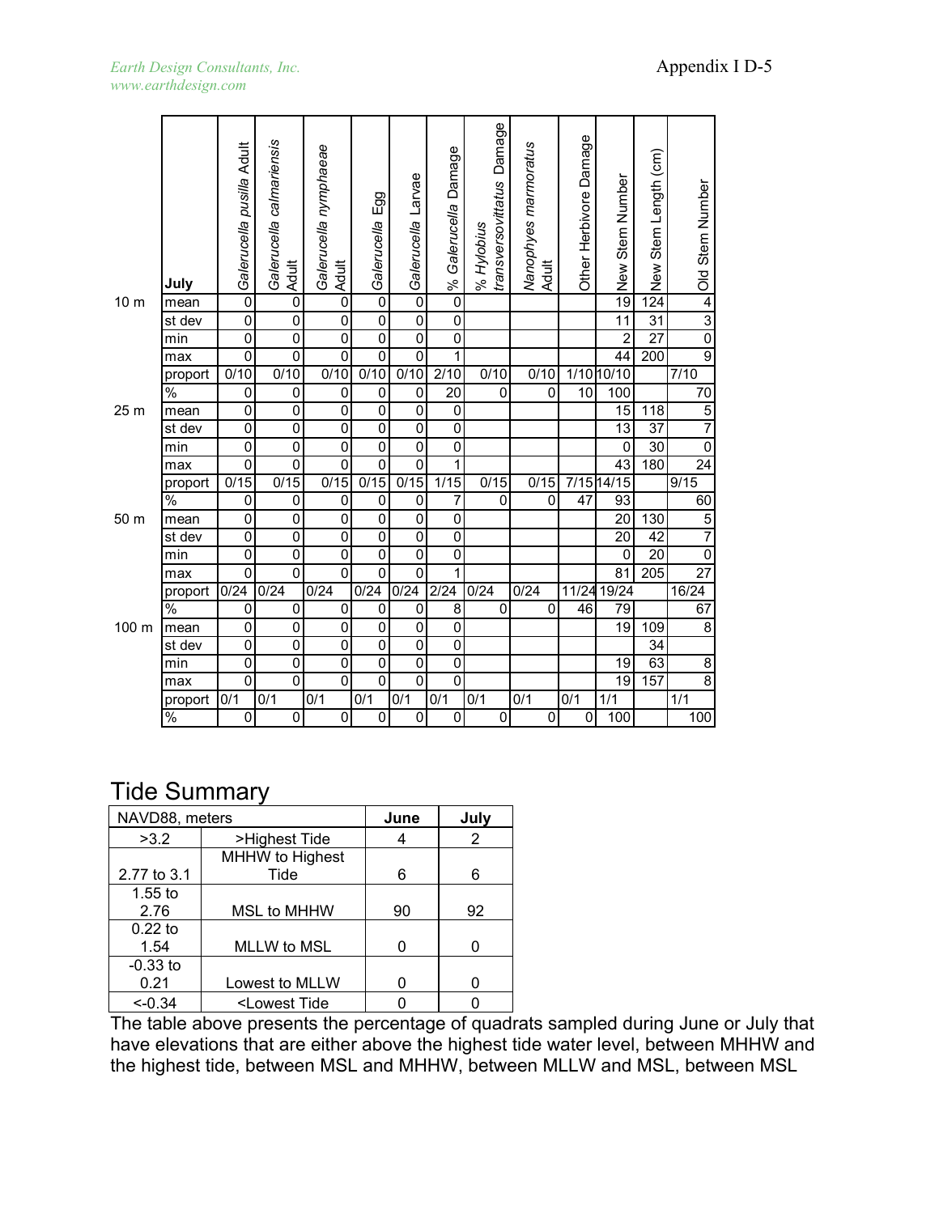| | July | *Galerucella pusilla* Adult | *Galerucella calmariensis* Adult | *Galerucella nymphaeae* Adult | *Galerucella* Egg | *Galerucella* Larvae | % *Galerucella* Damage | % *Hylobius transversovittatus* Damage | *Nanophyes marmoratus* Adult | Other Herbivore Damage | New Stem Number | New Stem Length (cm) | Old Stem Number |
|---|---|---|---|---|---|---|---|---|---|---|---|---|---|
| 10 m | mean | 0 | 0 | 0 | 0 | 0 | 0 | | | | 19 | 124 | 4 |
| | st dev | 0 | 0 | 0 | 0 | 0 | 0 | | | | 11 | 31 | 3 |
| | min | 0 | 0 | 0 | 0 | 0 | 0 | | | | 2 | 27 | 0 |
| | max | 0 | 0 | 0 | 0 | 0 | 1 | | | | 44 | 200 | 9 |
| | proport | 0/10 | 0/10 | 0/10 | 0/10 | 0/10 | 2/10 | 0/10 | 0/10 | 1/10 | 10/10 | | 7/10 |
| | % | 0 | 0 | 0 | 0 | 0 | 20 | 0 | 0 | 10 | 100 | | 70 |
| 25 m | mean | 0 | 0 | 0 | 0 | 0 | 0 | | | | 15 | 118 | 5 |
| | st dev | 0 | 0 | 0 | 0 | 0 | 0 | | | | 13 | 37 | 7 |
| | min | 0 | 0 | 0 | 0 | 0 | 0 | | | | 0 | 30 | 0 |
| | max | 0 | 0 | 0 | 0 | 0 | 1 | | | | 43 | 180 | 24 |
| | proport | 0/15 | 0/15 | 0/15 | 0/15 | 0/15 | 1/15 | 0/15 | 0/15 | 7/15 | 14/15 | | 9/15 |
| | % | 0 | 0 | 0 | 0 | 0 | 7 | 0 | 0 | 47 | 93 | | 60 |
| 50 m | mean | 0 | 0 | 0 | 0 | 0 | 0 | | | | 20 | 130 | 5 |
| | st dev | 0 | 0 | 0 | 0 | 0 | 0 | | | | 20 | 42 | 7 |
| | min | 0 | 0 | 0 | 0 | 0 | 0 | | | | 0 | 20 | 0 |
| | max | 0 | 0 | 0 | 0 | 0 | 1 | | | | 81 | 205 | 27 |
| | proport | 0/24 | 0/24 | 0/24 | 0/24 | 0/24 | 2/24 | 0/24 | 0/24 | 11/24 | 19/24 | | 16/24 |
| | % | 0 | 0 | 0 | 0 | 0 | 8 | 0 | 0 | 46 | 79 | | 67 |
| 100 m | mean | 0 | 0 | 0 | 0 | 0 | 0 | | | | 19 | 109 | 8 |
| | st dev | 0 | 0 | 0 | 0 | 0 | 0 | | | | | 34 | |
| | min | 0 | 0 | 0 | 0 | 0 | 0 | | | | 19 | 63 | 8 |
| | max | 0 | 0 | 0 | 0 | 0 | 0 | | | | 19 | 157 | 8 |
| | proport | 0/1 | 0/1 | 0/1 | 0/1 | 0/1 | 0/1 | 0/1 | 0/1 | 0/1 | 1/1 | | 1/1 |
| | % | 0 | 0 | 0 | 0 | 0 | 0 | 0 | 0 | 0 | 100 | | 100 |

## Tide Summary

| NAVD88, meters | | June | July |
|---|---|---|---|
| >3.2 | >Highest Tide | 4 | 2 |
| 2.77 to 3.1 | MHHW to Highest Tide | 6 | 6 |
| 1.55 to 2.76 | MSL to MHHW | 90 | 92 |
| 0.22 to 1.54 | MLLW to MSL | 0 | 0 |
| -0.33 to 0.21 | Lowest to MLLW | 0 | 0 |
| <-0.34 | <Lowest Tide | 0 | 0 |

The table above presents the percentage of quadrats sampled during June or July that have elevations that are either above the highest tide water level, between MHHW and the highest tide, between MSL and MHHW, between MLLW and MSL, between MSL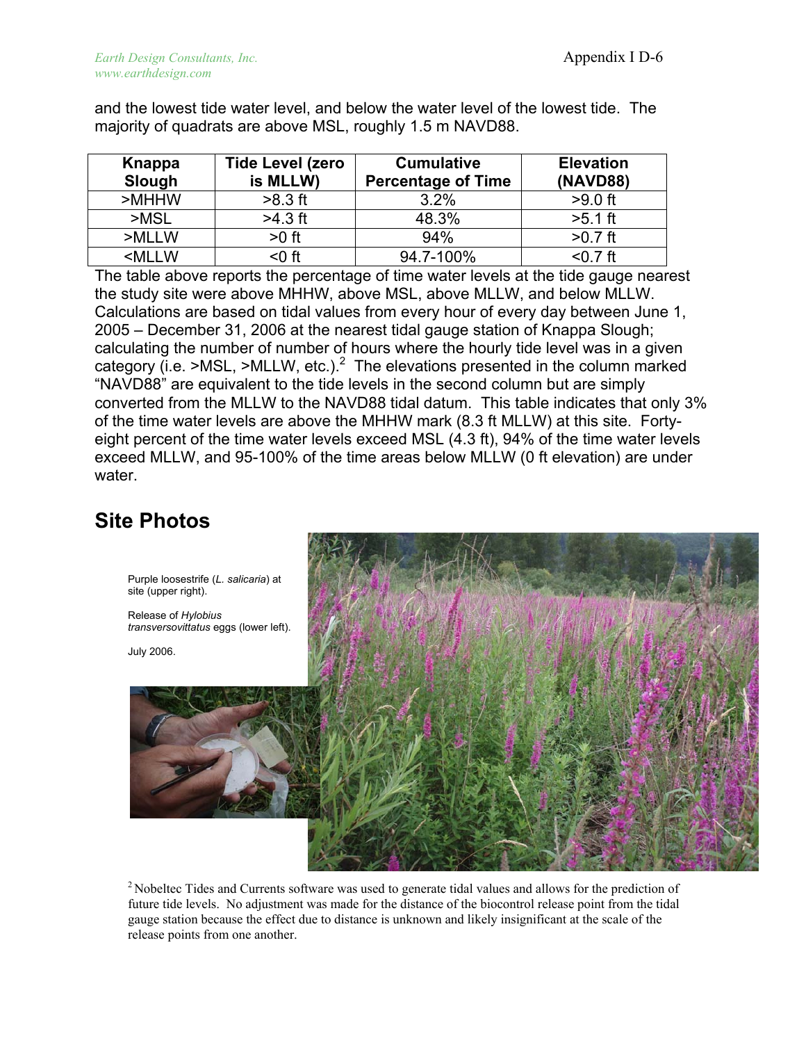and the lowest tide water level, and below the water level of the lowest tide. The majority of quadrats are above MSL, roughly 1.5 m NAVD88.

| Knappa Slough | Tide Level (zero is MLLW) | Cumulative Percentage of Time | Elevation (NAVD88) |
|---|---|---|---|
| >MHHW | >8.3 ft | 3.2% | >9.0 ft |
| >MSL | >4.3 ft | 48.3% | >5.1 ft |
| >MLLW | >0 ft | 94% | >0.7 ft |
| <MLLW | <0 ft | 94.7-100% | <0.7 ft |

The table above reports the percentage of time water levels at the tide gauge nearest the study site were above MHHW, above MSL, above MLLW, and below MLLW. Calculations are based on tidal values from every hour of every day between June 1, 2005 – December 31, 2006 at the nearest tidal gauge station of Knappa Slough; calculating the number of number of hours where the hourly tide level was in a given category (i.e. >MSL, >MLLW, etc.).[2] The elevations presented in the column marked "NAVD88" are equivalent to the tide levels in the second column but are simply converted from the MLLW to the NAVD88 tidal datum. This table indicates that only 3% of the time water levels are above the MHHW mark (8.3 ft MLLW) at this site. Forty-eight percent of the time water levels exceed MSL (4.3 ft), 94% of the time water levels exceed MLLW, and 95-100% of the time areas below MLLW (0 ft elevation) are under water.

## Site Photos

Purple loosestrife (*L. salicaria*) at site (upper right).

Release of *Hylobius transversovittatus* eggs (lower left).

July 2006.

[2] Nobeltec Tides and Currents software was used to generate tidal values and allows for the prediction of future tide levels. No adjustment was made for the distance of the biocontrol release point from the tidal gauge station because the effect due to distance is unknown and likely insignificant at the scale of the release points from one another.